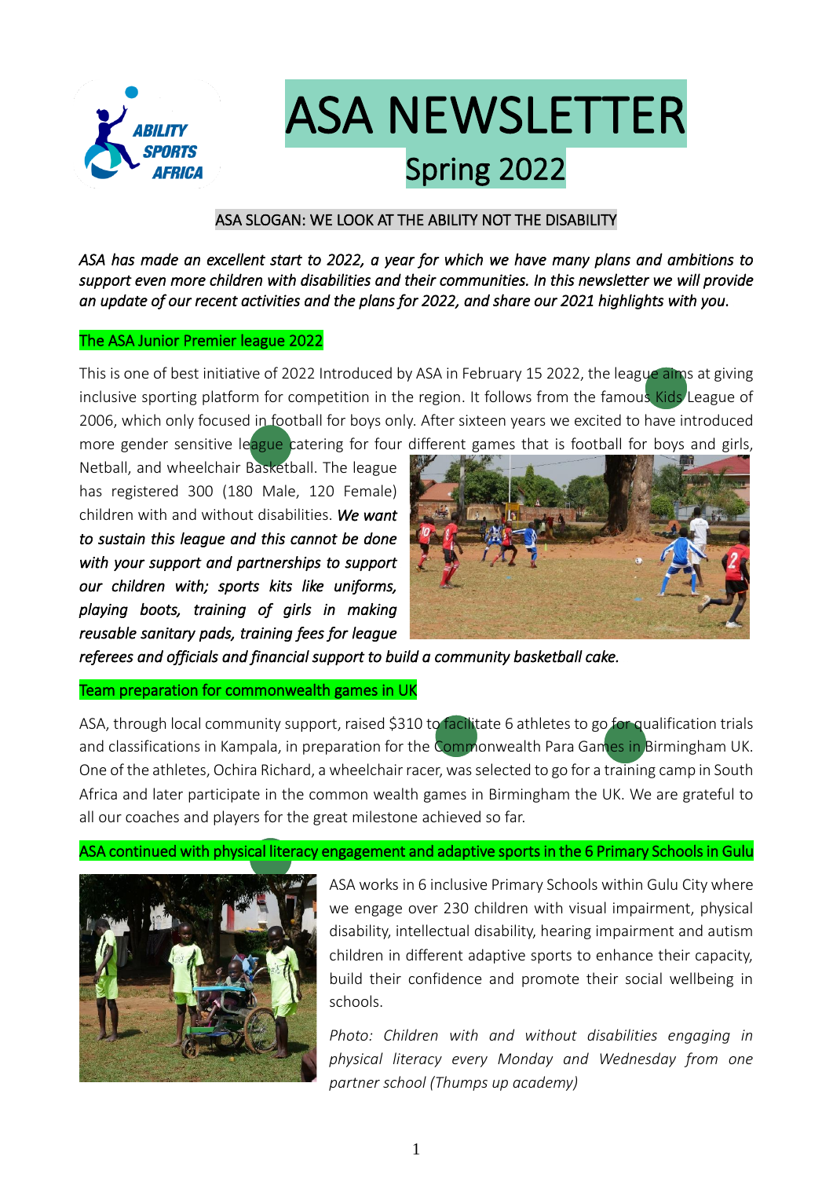# ASA NEWSLETTER

## Spring 2022

ASA SLOGAN: WE LOOK AT THE ABILITY NOT THE DISABILITY

*ASA has made an excellent start to 2022, a year for which we have many plans and ambitions to support even more children with disabilities and their communities. In this newsletter we will provide an update of our recent activities and the plans for 2022, and share our 2021 highlights with you.*

### The ASA Junior Premier league 2022

This is one of best initiative of 2022 Introduced by ASA in February 15 2022, the league aims at giving inclusive sporting platform for competition in the region. It follows from the famous Kids League of 2006, which only focused in football for boys only. After sixteen years we excited to have introduced more gender sensitive league catering for four different games that is football for boys and girls, Netball, and wheelchair Basketball. The league has registered 300 (180 Male, 120 Female) children with and without disabilities. ***We want to sustain this league and this cannot be done with your support and partnerships to support our children with; sports kits like uniforms, playing boots, training of girls in making reusable sanitary pads, training fees for league referees and officials and financial support to build a community basketball cake.***

### Team preparation for commonwealth games in UK

ASA, through local community support, raised $310 to facilitate 6 athletes to go for qualification trials and classifications in Kampala, in preparation for the Commonwealth Para Games in Birmingham UK. One of the athletes, Ochira Richard, a wheelchair racer, was selected to go for a training camp in South Africa and later participate in the common wealth games in Birmingham the UK. We are grateful to all our coaches and players for the great milestone achieved so far.

### ASA continued with physical literacy engagement and adaptive sports in the 6 Primary Schools in Gulu

ASA works in 6 inclusive Primary Schools within Gulu City where we engage over 230 children with visual impairment, physical disability, intellectual disability, hearing impairment and autism children in different adaptive sports to enhance their capacity, build their confidence and promote their social wellbeing in schools.

*Photo: Children with and without disabilities engaging in physical literacy every Monday and Wednesday from one partner school (Thumps up academy)*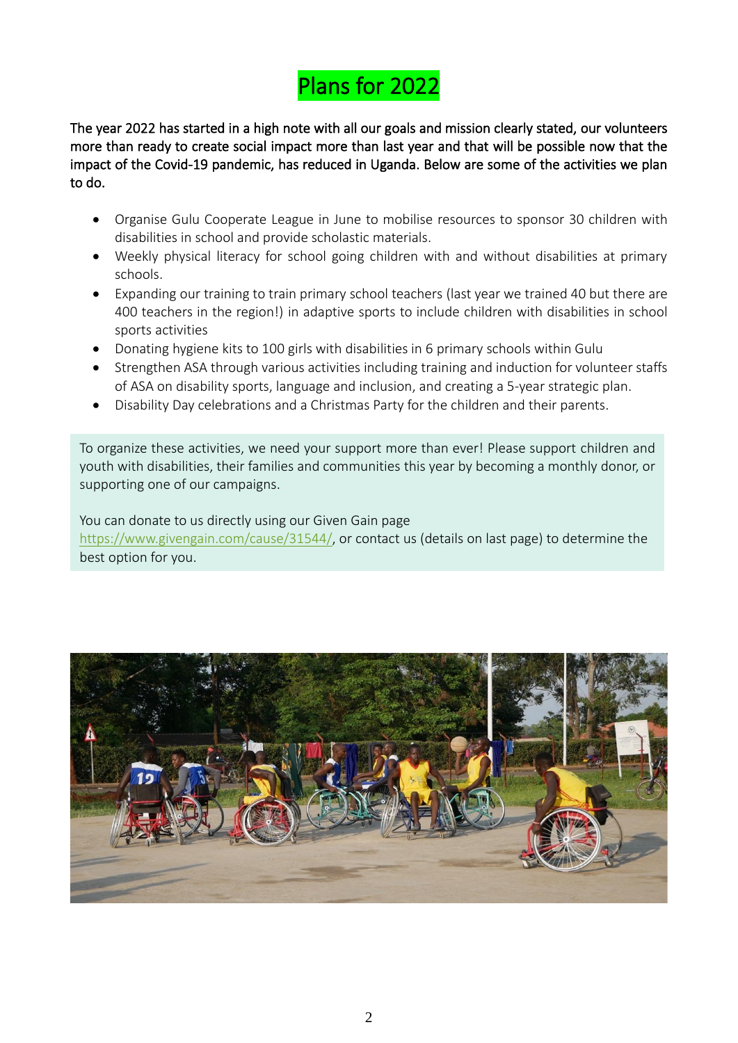# Plans for 2022

**The year 2022 has started in a high note with all our goals and mission clearly stated, our volunteers more than ready to create social impact more than last year and that will be possible now that the impact of the Covid-19 pandemic, has reduced in Uganda. Below are some of the activities we plan to do.**

- Organise Gulu Cooperate League in June to mobilise resources to sponsor 30 children with disabilities in school and provide scholastic materials.
- Weekly physical literacy for school going children with and without disabilities at primary schools.
- Expanding our training to train primary school teachers (last year we trained 40 but there are 400 teachers in the region!) in adaptive sports to include children with disabilities in school sports activities
- Donating hygiene kits to 100 girls with disabilities in 6 primary schools within Gulu
- Strengthen ASA through various activities including training and induction for volunteer staffs of ASA on disability sports, language and inclusion, and creating a 5-year strategic plan.
- Disability Day celebrations and a Christmas Party for the children and their parents.

To organize these activities, we need your support more than ever! Please support children and youth with disabilities, their families and communities this year by becoming a monthly donor, or supporting one of our campaigns.

You can donate to us directly using our Given Gain page https://www.givengain.com/cause/31544/, or contact us (details on last page) to determine the best option for you.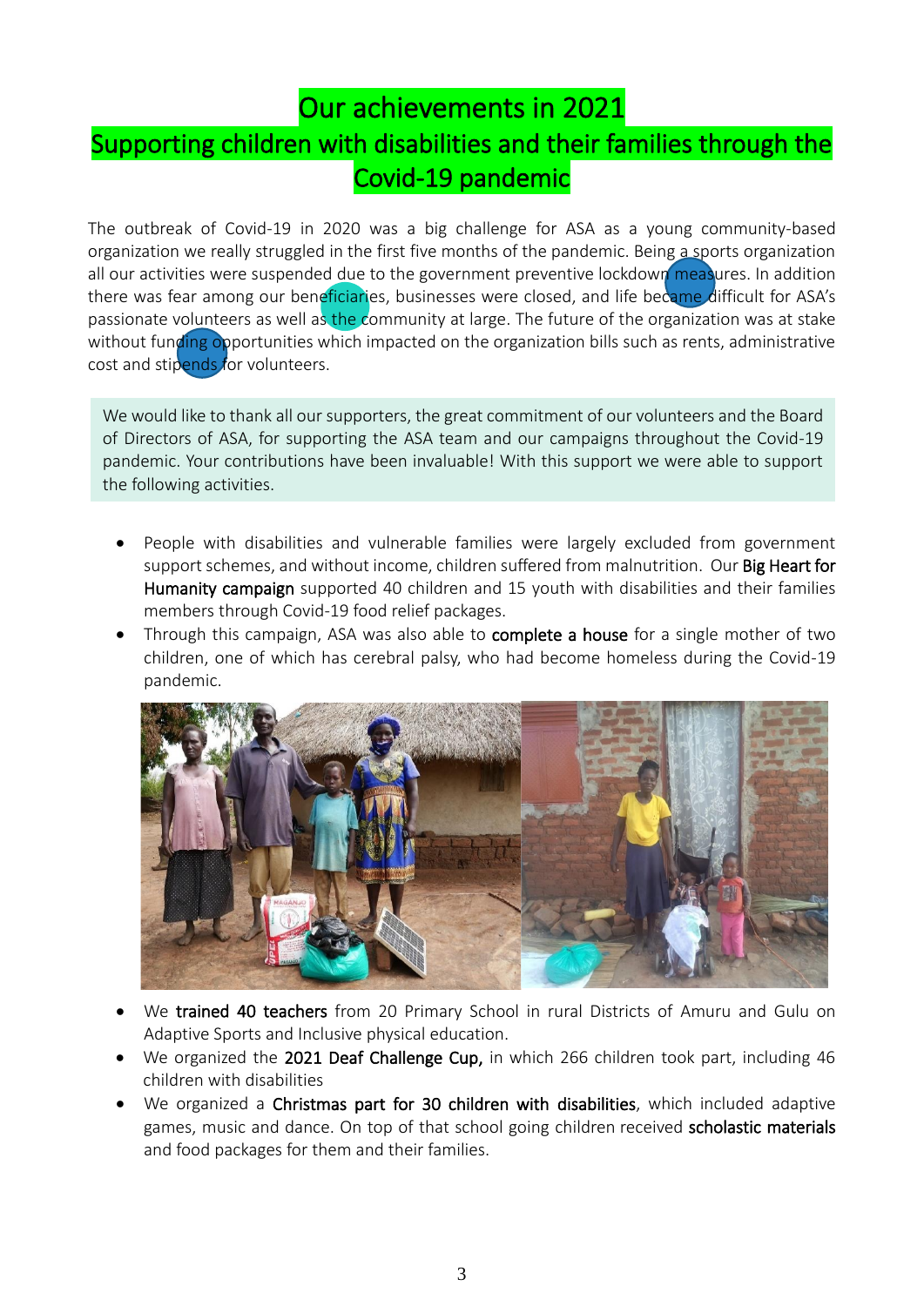# Our achievements in 2021

## Supporting children with disabilities and their families through the Covid-19 pandemic

The outbreak of Covid-19 in 2020 was a big challenge for ASA as a young community-based organization we really struggled in the first five months of the pandemic. Being a sports organization all our activities were suspended due to the government preventive lockdown measures. In addition there was fear among our beneficiaries, businesses were closed, and life became difficult for ASA's passionate volunteers as well as the community at large. The future of the organization was at stake without funding opportunities which impacted on the organization bills such as rents, administrative cost and stipends for volunteers.

We would like to thank all our supporters, the great commitment of our volunteers and the Board of Directors of ASA, for supporting the ASA team and our campaigns throughout the Covid-19 pandemic. Your contributions have been invaluable! With this support we were able to support the following activities.

- People with disabilities and vulnerable families were largely excluded from government support schemes, and without income, children suffered from malnutrition. Our **Big Heart for Humanity campaign** supported 40 children and 15 youth with disabilities and their families members through Covid-19 food relief packages.
- Through this campaign, ASA was also able to **complete a house** for a single mother of two children, one of which has cerebral palsy, who had become homeless during the Covid-19 pandemic.

- We **trained 40 teachers** from 20 Primary School in rural Districts of Amuru and Gulu on Adaptive Sports and Inclusive physical education.
- We organized the **2021 Deaf Challenge Cup,** in which 266 children took part, including 46 children with disabilities
- We organized a **Christmas part for 30 children with disabilities**, which included adaptive games, music and dance. On top of that school going children received **scholastic materials** and food packages for them and their families.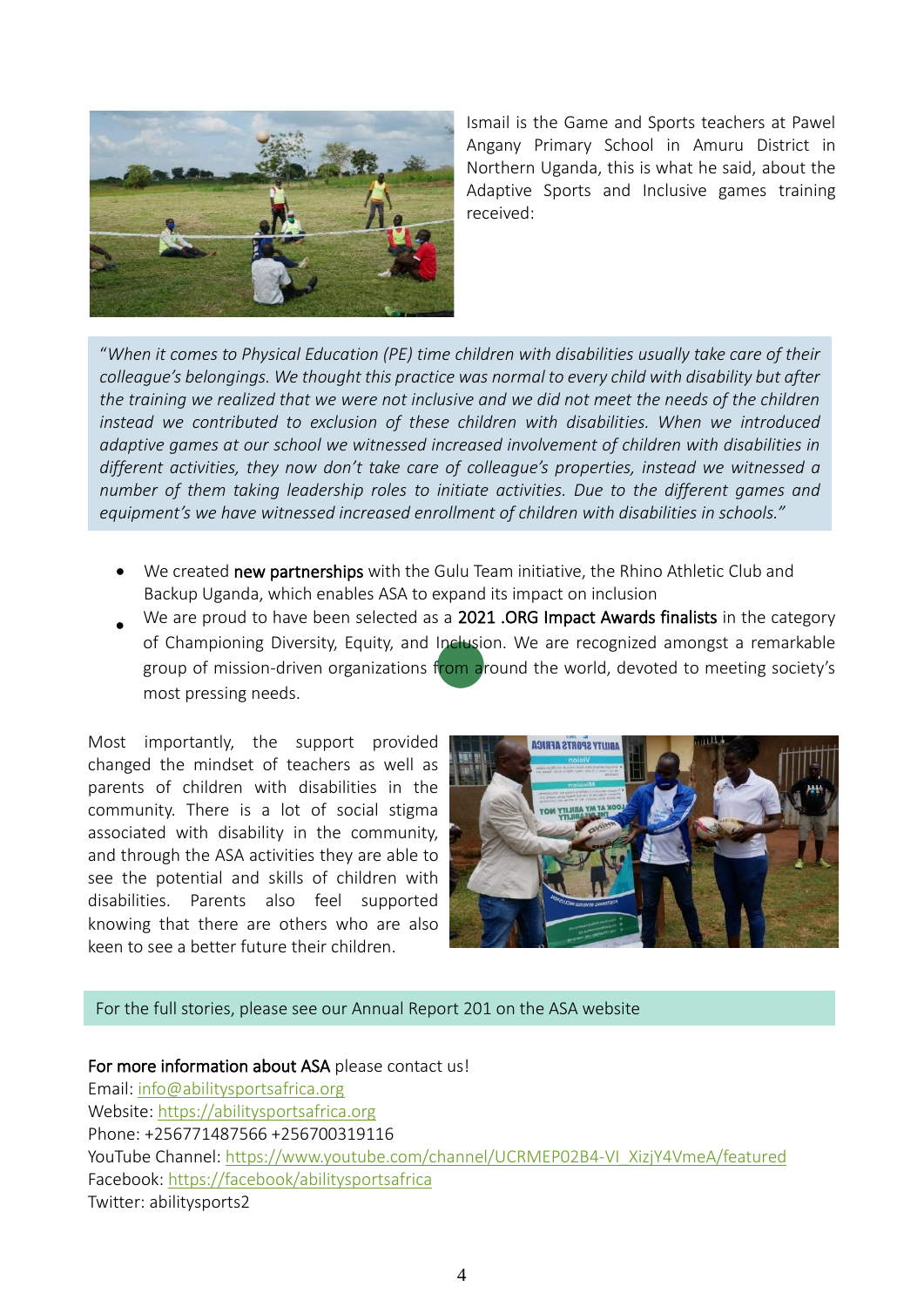Ismail is the Game and Sports teachers at Pawel Angany Primary School in Amuru District in Northern Uganda, this is what he said, about the Adaptive Sports and Inclusive games training received:

> "*When it comes to Physical Education (PE) time children with disabilities usually take care of their colleague's belongings. We thought this practice was normal to every child with disability but after the training we realized that we were not inclusive and we did not meet the needs of the children instead we contributed to exclusion of these children with disabilities. When we introduced adaptive games at our school we witnessed increased involvement of children with disabilities in different activities, they now don't take care of colleague's properties, instead we witnessed a number of them taking leadership roles to initiate activities. Due to the different games and equipment's we have witnessed increased enrollment of children with disabilities in schools.*"

- We created **new partnerships** with the Gulu Team initiative, the Rhino Athletic Club and Backup Uganda, which enables ASA to expand its impact on inclusion
- We are proud to have been selected as a **2021 .ORG Impact Awards finalists** in the category of Championing Diversity, Equity, and Inclusion. We are recognized amongst a remarkable group of mission-driven organizations from around the world, devoted to meeting society's most pressing needs.

Most importantly, the support provided changed the mindset of teachers as well as parents of children with disabilities in the community. There is a lot of social stigma associated with disability in the community, and through the ASA activities they are able to see the potential and skills of children with disabilities. Parents also feel supported knowing that there are others who are also keen to see a better future their children.

For the full stories, please see our Annual Report 201 on the ASA website

**For more information about ASA** please contact us!
Email: info@abilitysportsafrica.org
Website: https://abilitysportsafrica.org
Phone: +256771487566 +256700319116
YouTube Channel: https://www.youtube.com/channel/UCRMEP02B4-VI_XizjY4VmeA/featured
Facebook: https://facebook/abilitysportsafrica
Twitter: abilitysports2